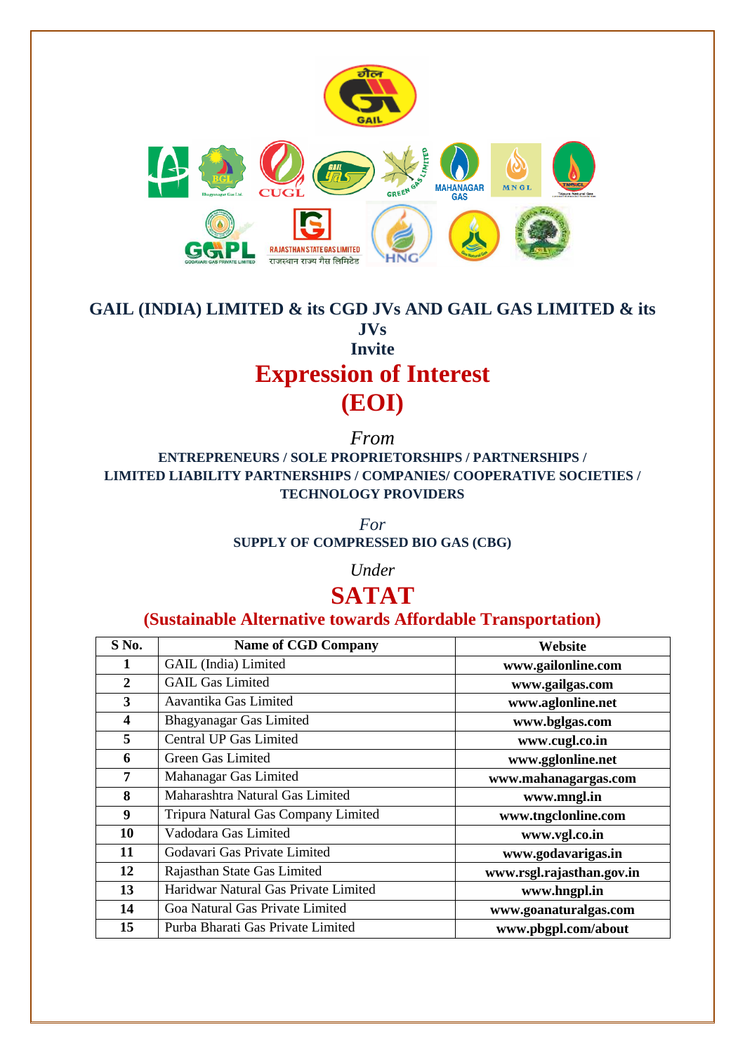# GAIL (INDIA) LIMITED & its CGD JVs AND GAIL GAS LIMITED & its JVs

**Invite**

# Expression of Interest (EOI)

*From*

**ENTREPRENEURS / SOLE PROPRIETORSHIPS / PARTNERSHIPS / LIMITED LIABILITY PARTNERSHIPS / COMPANIES/ COOPERATIVE SOCIETIES / TECHNOLOGY PROVIDERS**

*For*

**SUPPLY OF COMPRESSED BIO GAS (CBG)**

*Under*

# SATAT

## (Sustainable Alternative towards Affordable Transportation)

| S No. | Name of CGD Company | Website |
|---|---|---|
| 1 | GAIL (India) Limited | www.gailonline.com |
| 2 | GAIL Gas Limited | www.gailgas.com |
| 3 | Aavantika Gas Limited | www.aglonline.net |
| 4 | Bhagyanagar Gas Limited | www.bglgas.com |
| 5 | Central UP Gas Limited | www.cugl.co.in |
| 6 | Green Gas Limited | www.gglonline.net |
| 7 | Mahanagar Gas Limited | www.mahanagargas.com |
| 8 | Maharashtra Natural Gas Limited | www.mngl.in |
| 9 | Tripura Natural Gas Company Limited | www.tngclonline.com |
| 10 | Vadodara Gas Limited | www.vgl.co.in |
| 11 | Godavari Gas Private Limited | www.godavarigas.in |
| 12 | Rajasthan State Gas Limited | www.rsgl.rajasthan.gov.in |
| 13 | Haridwar Natural Gas Private Limited | www.hngpl.in |
| 14 | Goa Natural Gas Private Limited | www.goanaturalgas.com |
| 15 | Purba Bharati Gas Private Limited | www.pbgpl.com/about |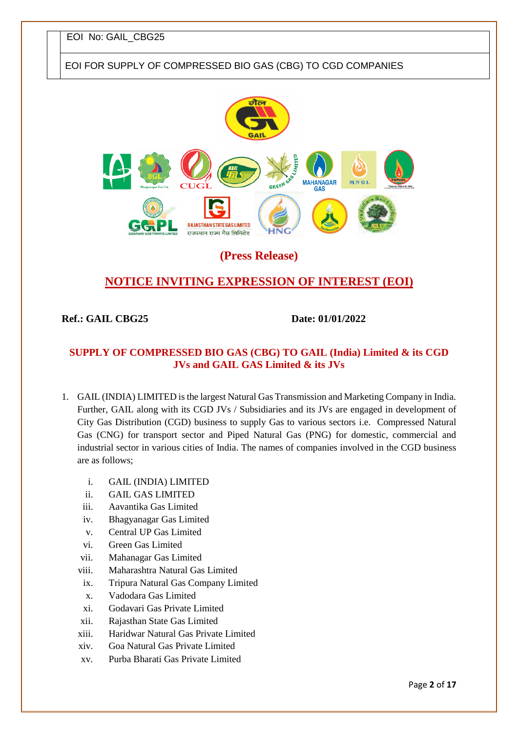EOI No: GAIL_CBG25

EOI FOR SUPPLY OF COMPRESSED BIO GAS (CBG) TO CGD COMPANIES

**(Press Release)**

## NOTICE INVITING EXPRESSION OF INTEREST (EOI)

**Ref.: GAIL CBG25** **Date: 01/01/2022**

### SUPPLY OF COMPRESSED BIO GAS (CBG) TO GAIL (India) Limited & its CGD JVs and GAIL GAS Limited & its JVs

1. GAIL (INDIA) LIMITED is the largest Natural Gas Transmission and Marketing Company in India. Further, GAIL along with its CGD JVs / Subsidiaries and its JVs are engaged in development of City Gas Distribution (CGD) business to supply Gas to various sectors i.e. Compressed Natural Gas (CNG) for transport sector and Piped Natural Gas (PNG) for domestic, commercial and industrial sector in various cities of India. The names of companies involved in the CGD business are as follows;

    i. GAIL (INDIA) LIMITED
    ii. GAIL GAS LIMITED
    iii. Aavantika Gas Limited
    iv. Bhagyanagar Gas Limited
    v. Central UP Gas Limited
    vi. Green Gas Limited
    vii. Mahanagar Gas Limited
    viii. Maharashtra Natural Gas Limited
    ix. Tripura Natural Gas Company Limited
    x. Vadodara Gas Limited
    xi. Godavari Gas Private Limited
    xii. Rajasthan State Gas Limited
    xiii. Haridwar Natural Gas Private Limited
    xiv. Goa Natural Gas Private Limited
    xv. Purba Bharati Gas Private Limited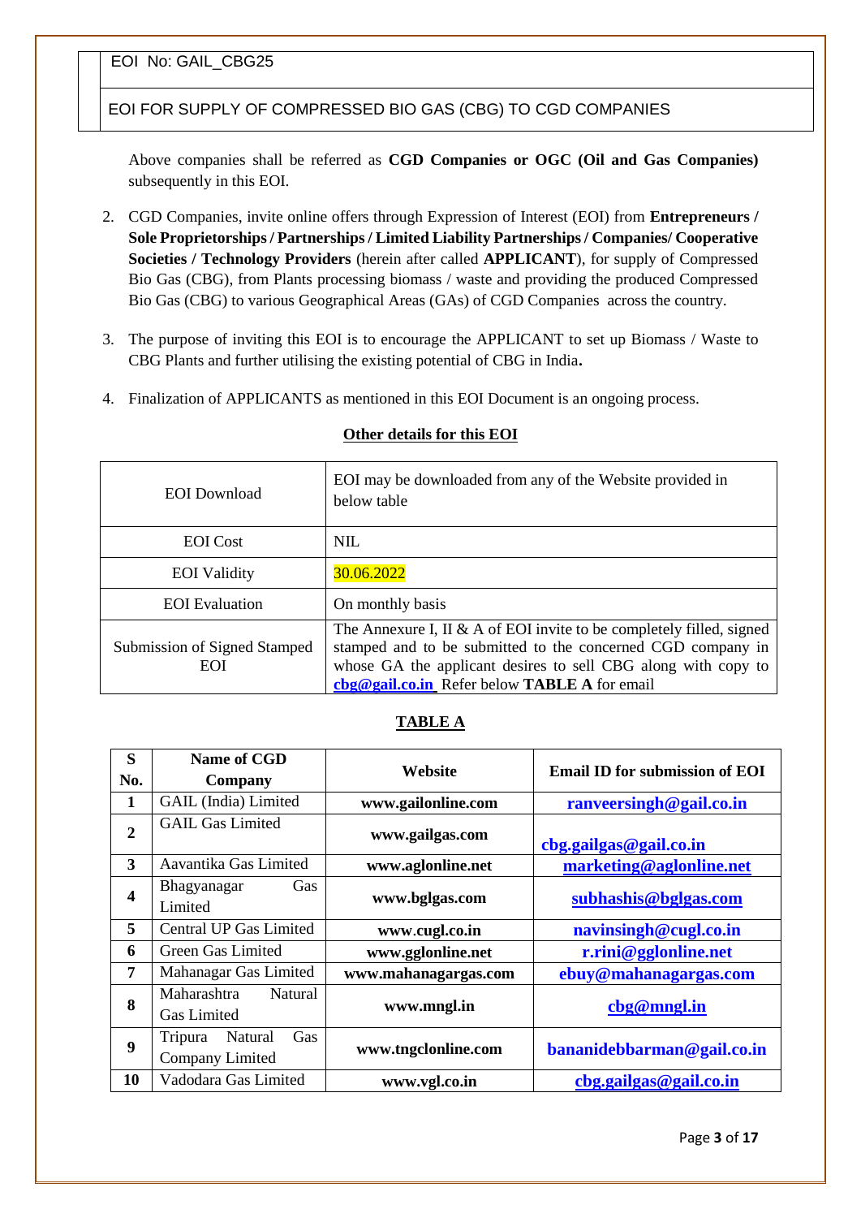| EOI No: GAIL_CBG25 |
|---|
| EOI FOR SUPPLY OF COMPRESSED BIO GAS (CBG) TO CGD COMPANIES |

Above companies shall be referred as **CGD Companies or OGC (Oil and Gas Companies)** subsequently in this EOI.

2. CGD Companies, invite online offers through Expression of Interest (EOI) from **Entrepreneurs / Sole Proprietorships / Partnerships / Limited Liability Partnerships / Companies/ Cooperative Societies / Technology Providers** (herein after called **APPLICANT**), for supply of Compressed Bio Gas (CBG), from Plants processing biomass / waste and providing the produced Compressed Bio Gas (CBG) to various Geographical Areas (GAs) of CGD Companies across the country.

3. The purpose of inviting this EOI is to encourage the APPLICANT to set up Biomass / Waste to CBG Plants and further utilising the existing potential of CBG in India**.**

4. Finalization of APPLICANTS as mentioned in this EOI Document is an ongoing process.

**Other details for this EOI**

| | |
|---|---|
| EOI Download | EOI may be downloaded from any of the Website provided in below table |
| EOI Cost | NIL |
| EOI Validity | 30.06.2022 |
| EOI Evaluation | On monthly basis |
| Submission of Signed Stamped EOI | The Annexure I, II & A of EOI invite to be completely filled, signed stamped and to be submitted to the concerned CGD company in whose GA the applicant desires to sell CBG along with copy to **cbg@gail.co.in** Refer below **TABLE A** for email |

**TABLE A**

| S No. | Name of CGD Company | Website | Email ID for submission of EOI |
|---|---|---|---|
| 1 | GAIL (India) Limited | www.gailonline.com | ranveersingh@gail.co.in |
| 2 | GAIL Gas Limited | www.gailgas.com | cbg.gailgas@gail.co.in |
| 3 | Aavantika Gas Limited | www.aglonline.net | marketing@aglonline.net |
| 4 | Bhagyanagar Gas Limited | www.bglgas.com | subhashis@bglgas.com |
| 5 | Central UP Gas Limited | www.cugl.co.in | navinsingh@cugl.co.in |
| 6 | Green Gas Limited | www.gglonline.net | r.rini@gglonline.net |
| 7 | Mahanagar Gas Limited | www.mahanagargas.com | ebuy@mahanagargas.com |
| 8 | Maharashtra Natural Gas Limited | www.mngl.in | cbg@mngl.in |
| 9 | Tripura Natural Gas Company Limited | www.tngclonline.com | bananidebbarman@gail.co.in |
| 10 | Vadodara Gas Limited | www.vgl.co.in | cbg.gailgas@gail.co.in |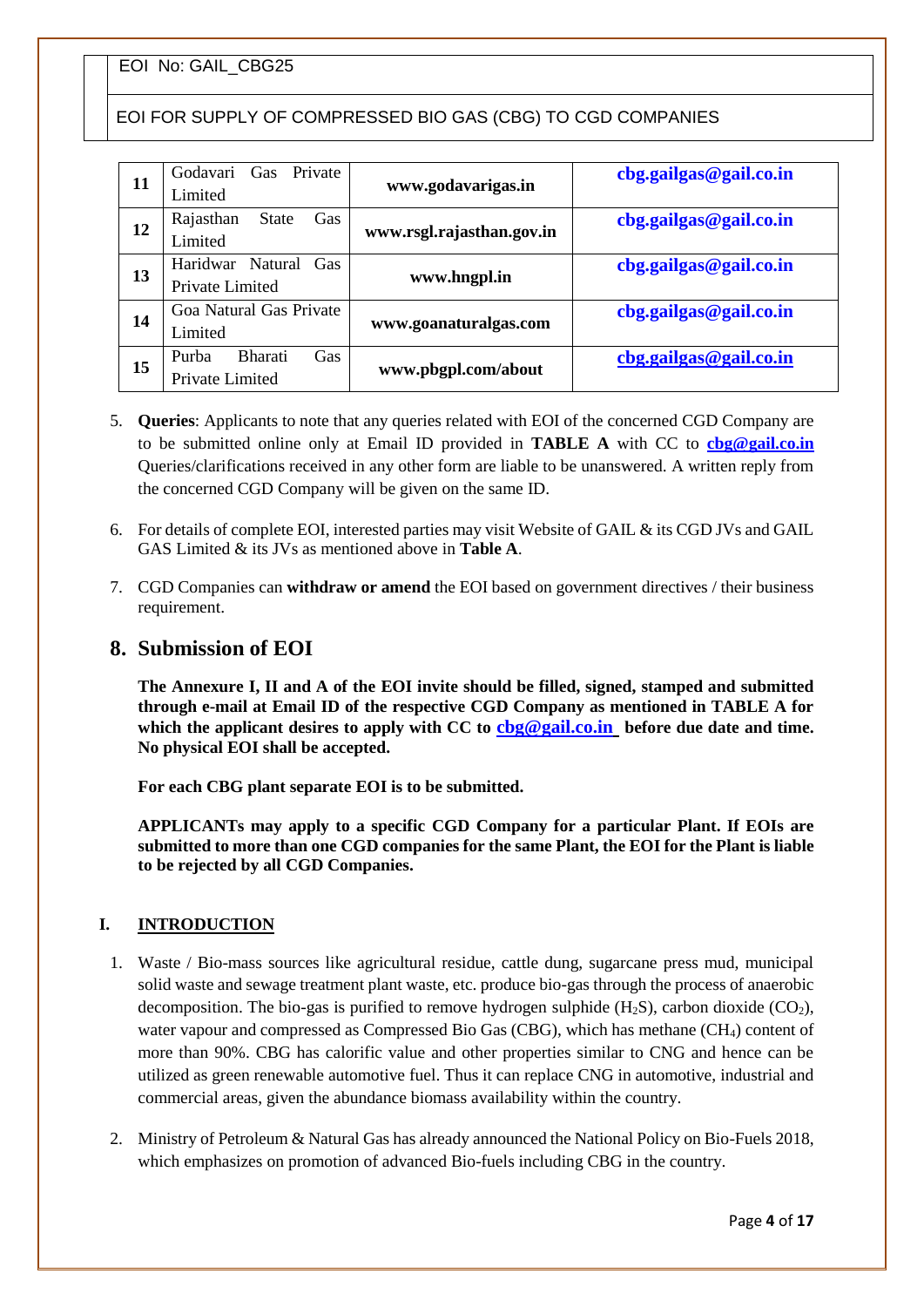| 11 | Godavari Gas Private Limited | www.godavarigas.in | cbg.gailgas@gail.co.in |
|---|---|---|---|
| 12 | Rajasthan State Gas Limited | www.rsgl.rajasthan.gov.in | cbg.gailgas@gail.co.in |
| 13 | Haridwar Natural Gas Private Limited | www.hngpl.in | cbg.gailgas@gail.co.in |
| 14 | Goa Natural Gas Private Limited | www.goanaturalgas.com | cbg.gailgas@gail.co.in |
| 15 | Purba Bharati Gas Private Limited | www.pbgpl.com/about | cbg.gailgas@gail.co.in |

5. **Queries**: Applicants to note that any queries related with EOI of the concerned CGD Company are to be submitted online only at Email ID provided in **TABLE A** with CC to **cbg@gail.co.in** Queries/clarifications received in any other form are liable to be unanswered. A written reply from the concerned CGD Company will be given on the same ID.

6. For details of complete EOI, interested parties may visit Website of GAIL & its CGD JVs and GAIL GAS Limited & its JVs as mentioned above in **Table A**.

7. CGD Companies can **withdraw or amend** the EOI based on government directives / their business requirement.

## 8. Submission of EOI

**The Annexure I, II and A of the EOI invite should be filled, signed, stamped and submitted through e-mail at Email ID of the respective CGD Company as mentioned in TABLE A for which the applicant desires to apply with CC to cbg@gail.co.in before due date and time. No physical EOI shall be accepted.**

**For each CBG plant separate EOI is to be submitted.**

**APPLICANTs may apply to a specific CGD Company for a particular Plant. If EOIs are submitted to more than one CGD companies for the same Plant, the EOI for the Plant is liable to be rejected by all CGD Companies.**

## I. INTRODUCTION

1. Waste / Bio-mass sources like agricultural residue, cattle dung, sugarcane press mud, municipal solid waste and sewage treatment plant waste, etc. produce bio-gas through the process of anaerobic decomposition. The bio-gas is purified to remove hydrogen sulphide ($H_2S$), carbon dioxide ($CO_2$), water vapour and compressed as Compressed Bio Gas (CBG), which has methane ($CH_4$) content of more than 90%. CBG has calorific value and other properties similar to CNG and hence can be utilized as green renewable automotive fuel. Thus it can replace CNG in automotive, industrial and commercial areas, given the abundance biomass availability within the country.

2. Ministry of Petroleum & Natural Gas has already announced the National Policy on Bio-Fuels 2018, which emphasizes on promotion of advanced Bio-fuels including CBG in the country.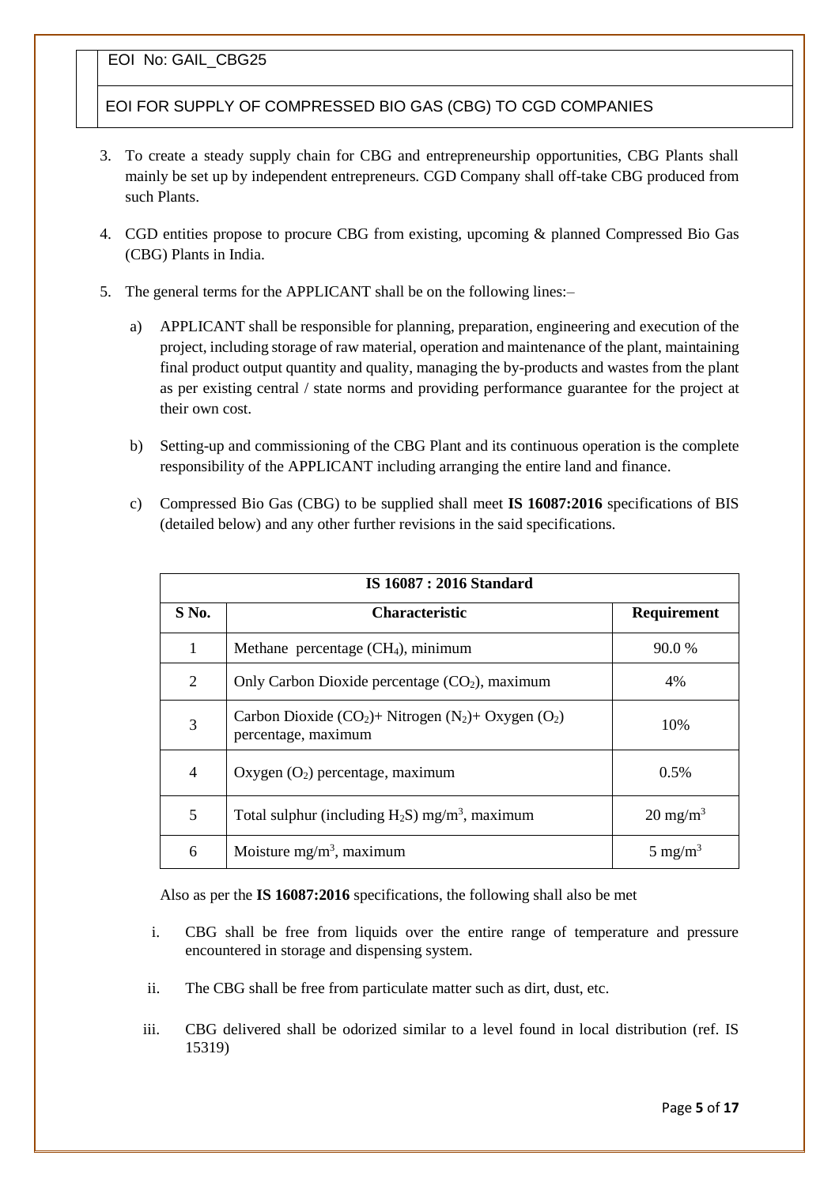3. To create a steady supply chain for CBG and entrepreneurship opportunities, CBG Plants shall mainly be set up by independent entrepreneurs. CGD Company shall off-take CBG produced from such Plants.

4. CGD entities propose to procure CBG from existing, upcoming & planned Compressed Bio Gas (CBG) Plants in India.

5. The general terms for the APPLICANT shall be on the following lines:–

   a) APPLICANT shall be responsible for planning, preparation, engineering and execution of the project, including storage of raw material, operation and maintenance of the plant, maintaining final product output quantity and quality, managing the by-products and wastes from the plant as per existing central / state norms and providing performance guarantee for the project at their own cost.

   b) Setting-up and commissioning of the CBG Plant and its continuous operation is the complete responsibility of the APPLICANT including arranging the entire land and finance.

   c) Compressed Bio Gas (CBG) to be supplied shall meet **IS 16087:2016** specifications of BIS (detailed below) and any other further revisions in the said specifications.

| **IS 16087 : 2016 Standard** | | |
|---|---|---|
| **S No.** | **Characteristic** | **Requirement** |
| 1 | Methane percentage ($CH_4$), minimum | 90.0 % |
| 2 | Only Carbon Dioxide percentage ($CO_2$), maximum | 4% |
| 3 | Carbon Dioxide ($CO_2$)+ Nitrogen ($N_2$)+ Oxygen ($O_2$) percentage, maximum | 10% |
| 4 | Oxygen ($O_2$) percentage, maximum | 0.5% |
| 5 | Total sulphur (including $H_2S$) $mg/m^3$, maximum | 20 $mg/m^3$ |
| 6 | Moisture $mg/m^3$, maximum | 5 $mg/m^3$ |

Also as per the **IS 16087:2016** specifications, the following shall also be met

i. CBG shall be free from liquids over the entire range of temperature and pressure encountered in storage and dispensing system.

ii. The CBG shall be free from particulate matter such as dirt, dust, etc.

iii. CBG delivered shall be odorized similar to a level found in local distribution (ref. IS 15319)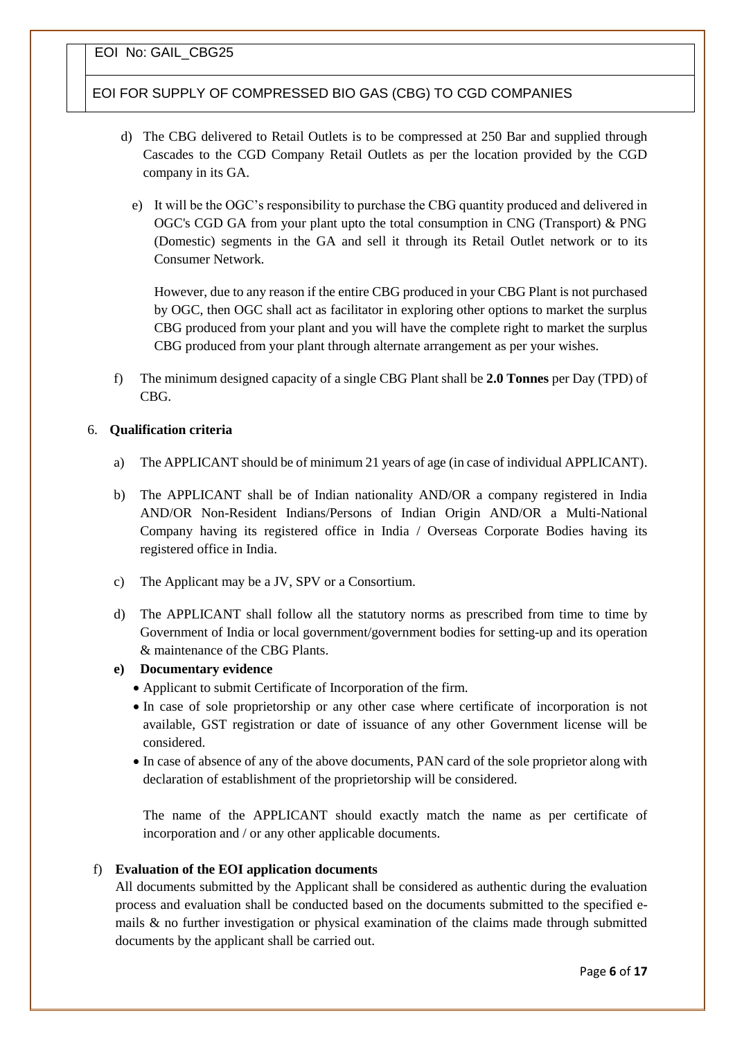d) The CBG delivered to Retail Outlets is to be compressed at 250 Bar and supplied through Cascades to the CGD Company Retail Outlets as per the location provided by the CGD company in its GA.

e) It will be the OGC's responsibility to purchase the CBG quantity produced and delivered in OGC's CGD GA from your plant upto the total consumption in CNG (Transport) & PNG (Domestic) segments in the GA and sell it through its Retail Outlet network or to its Consumer Network.

However, due to any reason if the entire CBG produced in your CBG Plant is not purchased by OGC, then OGC shall act as facilitator in exploring other options to market the surplus CBG produced from your plant and you will have the complete right to market the surplus CBG produced from your plant through alternate arrangement as per your wishes.

f) The minimum designed capacity of a single CBG Plant shall be **2.0 Tonnes** per Day (TPD) of CBG.

6. **Qualification criteria**

a) The APPLICANT should be of minimum 21 years of age (in case of individual APPLICANT).

b) The APPLICANT shall be of Indian nationality AND/OR a company registered in India AND/OR Non-Resident Indians/Persons of Indian Origin AND/OR a Multi-National Company having its registered office in India / Overseas Corporate Bodies having its registered office in India.

c) The Applicant may be a JV, SPV or a Consortium.

d) The APPLICANT shall follow all the statutory norms as prescribed from time to time by Government of India or local government/government bodies for setting-up and its operation & maintenance of the CBG Plants.

**e) Documentary evidence**

- Applicant to submit Certificate of Incorporation of the firm.
- In case of sole proprietorship or any other case where certificate of incorporation is not available, GST registration or date of issuance of any other Government license will be considered.
- In case of absence of any of the above documents, PAN card of the sole proprietor along with declaration of establishment of the proprietorship will be considered.

The name of the APPLICANT should exactly match the name as per certificate of incorporation and / or any other applicable documents.

f) **Evaluation of the EOI application documents**

All documents submitted by the Applicant shall be considered as authentic during the evaluation process and evaluation shall be conducted based on the documents submitted to the specified e-mails & no further investigation or physical examination of the claims made through submitted documents by the applicant shall be carried out.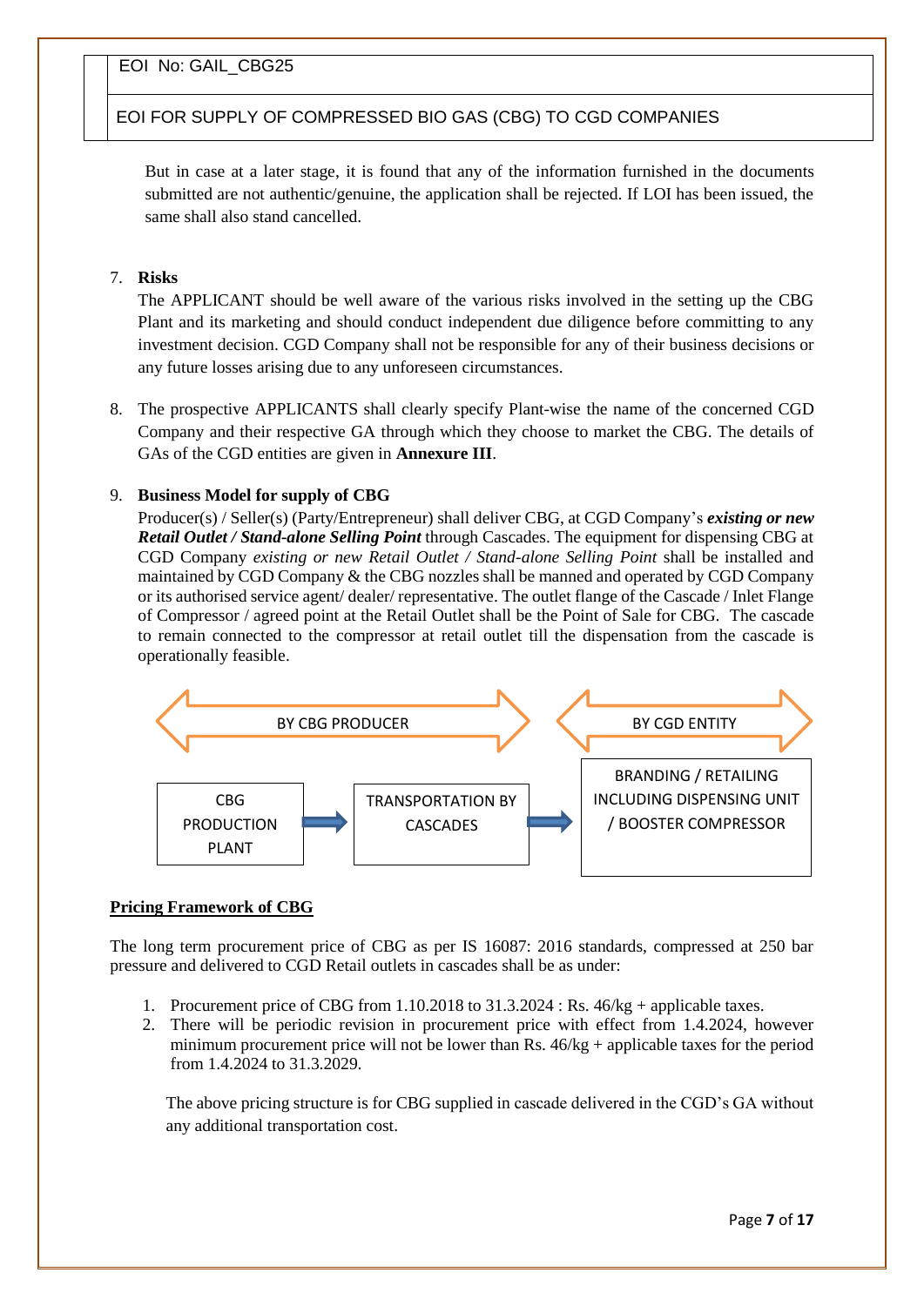But in case at a later stage, it is found that any of the information furnished in the documents submitted are not authentic/genuine, the application shall be rejected. If LOI has been issued, the same shall also stand cancelled.

7. **Risks**
   The APPLICANT should be well aware of the various risks involved in the setting up the CBG Plant and its marketing and should conduct independent due diligence before committing to any investment decision. CGD Company shall not be responsible for any of their business decisions or any future losses arising due to any unforeseen circumstances.

8. The prospective APPLICANTS shall clearly specify Plant-wise the name of the concerned CGD Company and their respective GA through which they choose to market the CBG. The details of GAs of the CGD entities are given in **Annexure III**.

9. **Business Model for supply of CBG**
   Producer(s) / Seller(s) (Party/Entrepreneur) shall deliver CBG, at CGD Company's ***existing or new Retail Outlet / Stand-alone Selling Point*** through Cascades. The equipment for dispensing CBG at CGD Company *existing or new Retail Outlet / Stand-alone Selling Point* shall be installed and maintained by CGD Company & the CBG nozzles shall be manned and operated by CGD Company or its authorised service agent/ dealer/ representative. The outlet flange of the Cascade / Inlet Flange of Compressor / agreed point at the Retail Outlet shall be the Point of Sale for CBG. The cascade to remain connected to the compressor at retail outlet till the dispensation from the cascade is operationally feasible.

BY CBG PRODUCER | BY CGD ENTITY

CBG PRODUCTION PLANT → TRANSPORTATION BY CASCADES → BRANDING / RETAILING INCLUDING DISPENSING UNIT / BOOSTER COMPRESSOR

**Pricing Framework of CBG**

The long term procurement price of CBG as per IS 16087: 2016 standards, compressed at 250 bar pressure and delivered to CGD Retail outlets in cascades shall be as under:

1. Procurement price of CBG from 1.10.2018 to 31.3.2024 : Rs. 46/kg + applicable taxes.
2. There will be periodic revision in procurement price with effect from 1.4.2024, however minimum procurement price will not be lower than Rs. 46/kg + applicable taxes for the period from 1.4.2024 to 31.3.2029.

The above pricing structure is for CBG supplied in cascade delivered in the CGD's GA without any additional transportation cost.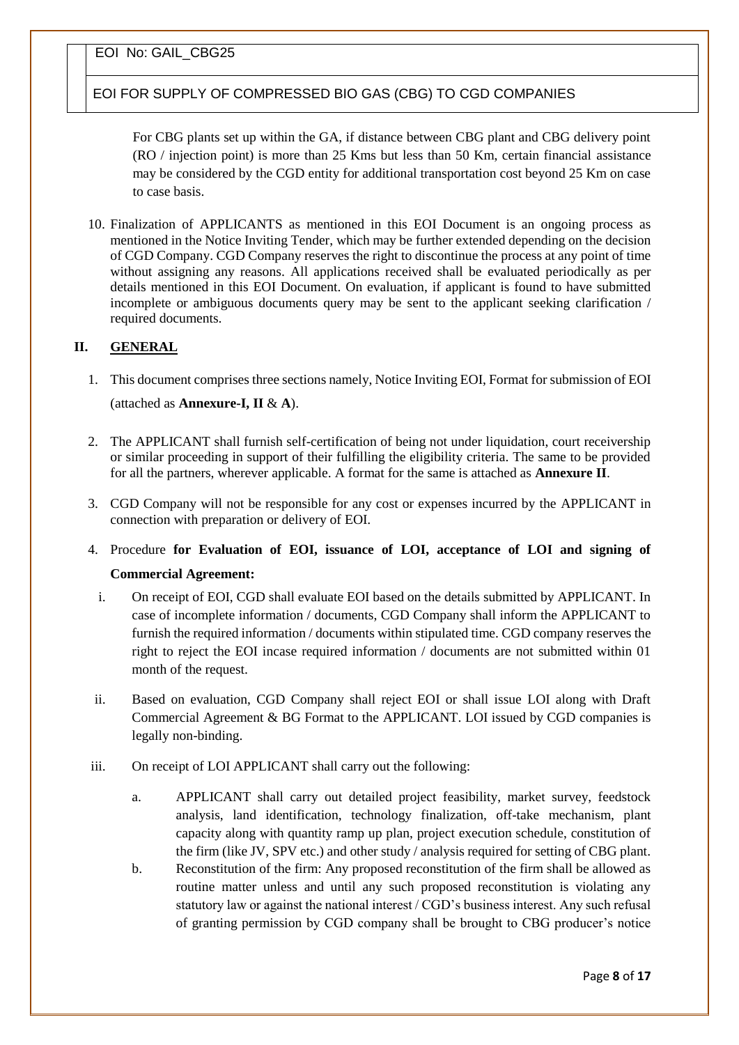For CBG plants set up within the GA, if distance between CBG plant and CBG delivery point (RO / injection point) is more than 25 Kms but less than 50 Km, certain financial assistance may be considered by the CGD entity for additional transportation cost beyond 25 Km on case to case basis.

10. Finalization of APPLICANTS as mentioned in this EOI Document is an ongoing process as mentioned in the Notice Inviting Tender, which may be further extended depending on the decision of CGD Company. CGD Company reserves the right to discontinue the process at any point of time without assigning any reasons. All applications received shall be evaluated periodically as per details mentioned in this EOI Document. On evaluation, if applicant is found to have submitted incomplete or ambiguous documents query may be sent to the applicant seeking clarification / required documents.

## II. GENERAL

1. This document comprises three sections namely, Notice Inviting EOI, Format for submission of EOI (attached as **Annexure-I, II** & **A**).
2. The APPLICANT shall furnish self-certification of being not under liquidation, court receivership or similar proceeding in support of their fulfilling the eligibility criteria. The same to be provided for all the partners, wherever applicable. A format for the same is attached as **Annexure II**.
3. CGD Company will not be responsible for any cost or expenses incurred by the APPLICANT in connection with preparation or delivery of EOI.
4. Procedure **for Evaluation of EOI, issuance of LOI, acceptance of LOI and signing of Commercial Agreement:**
   1. On receipt of EOI, CGD shall evaluate EOI based on the details submitted by APPLICANT. In case of incomplete information / documents, CGD Company shall inform the APPLICANT to furnish the required information / documents within stipulated time. CGD company reserves the right to reject the EOI incase required information / documents are not submitted within 01 month of the request.
   2. Based on evaluation, CGD Company shall reject EOI or shall issue LOI along with Draft Commercial Agreement & BG Format to the APPLICANT. LOI issued by CGD companies is legally non-binding.
   3. On receipt of LOI APPLICANT shall carry out the following:
      1. APPLICANT shall carry out detailed project feasibility, market survey, feedstock analysis, land identification, technology finalization, off-take mechanism, plant capacity along with quantity ramp up plan, project execution schedule, constitution of the firm (like JV, SPV etc.) and other study / analysis required for setting of CBG plant.
      2. Reconstitution of the firm: Any proposed reconstitution of the firm shall be allowed as routine matter unless and until any such proposed reconstitution is violating any statutory law or against the national interest / CGD's business interest. Any such refusal of granting permission by CGD company shall be brought to CBG producer's notice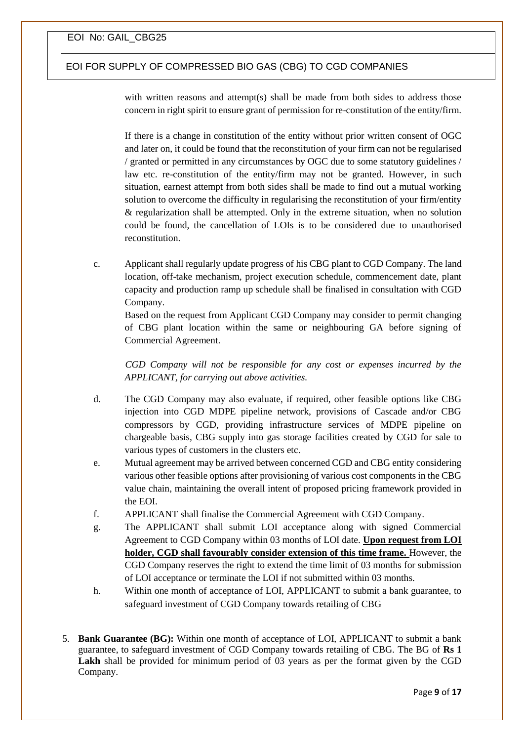with written reasons and attempt(s) shall be made from both sides to address those concern in right spirit to ensure grant of permission for re-constitution of the entity/firm.

If there is a change in constitution of the entity without prior written consent of OGC and later on, it could be found that the reconstitution of your firm can not be regularised / granted or permitted in any circumstances by OGC due to some statutory guidelines / law etc. re-constitution of the entity/firm may not be granted. However, in such situation, earnest attempt from both sides shall be made to find out a mutual working solution to overcome the difficulty in regularising the reconstitution of your firm/entity & regularization shall be attempted. Only in the extreme situation, when no solution could be found, the cancellation of LOIs is to be considered due to unauthorised reconstitution.

c. Applicant shall regularly update progress of his CBG plant to CGD Company. The land location, off-take mechanism, project execution schedule, commencement date, plant capacity and production ramp up schedule shall be finalised in consultation with CGD Company.

   Based on the request from Applicant CGD Company may consider to permit changing of CBG plant location within the same or neighbouring GA before signing of Commercial Agreement.

   *CGD Company will not be responsible for any cost or expenses incurred by the APPLICANT, for carrying out above activities.*

d. The CGD Company may also evaluate, if required, other feasible options like CBG injection into CGD MDPE pipeline network, provisions of Cascade and/or CBG compressors by CGD, providing infrastructure services of MDPE pipeline on chargeable basis, CBG supply into gas storage facilities created by CGD for sale to various types of customers in the clusters etc.

e. Mutual agreement may be arrived between concerned CGD and CBG entity considering various other feasible options after provisioning of various cost components in the CBG value chain, maintaining the overall intent of proposed pricing framework provided in the EOI.

f. APPLICANT shall finalise the Commercial Agreement with CGD Company.

g. The APPLICANT shall submit LOI acceptance along with signed Commercial Agreement to CGD Company within 03 months of LOI date. **<u>Upon request from LOI holder, CGD shall favourably consider extension of this time frame.</u>** However, the CGD Company reserves the right to extend the time limit of 03 months for submission of LOI acceptance or terminate the LOI if not submitted within 03 months.

h. Within one month of acceptance of LOI, APPLICANT to submit a bank guarantee, to safeguard investment of CGD Company towards retailing of CBG

5. **Bank Guarantee (BG):** Within one month of acceptance of LOI, APPLICANT to submit a bank guarantee, to safeguard investment of CGD Company towards retailing of CBG. The BG of **Rs 1 Lakh** shall be provided for minimum period of 03 years as per the format given by the CGD Company.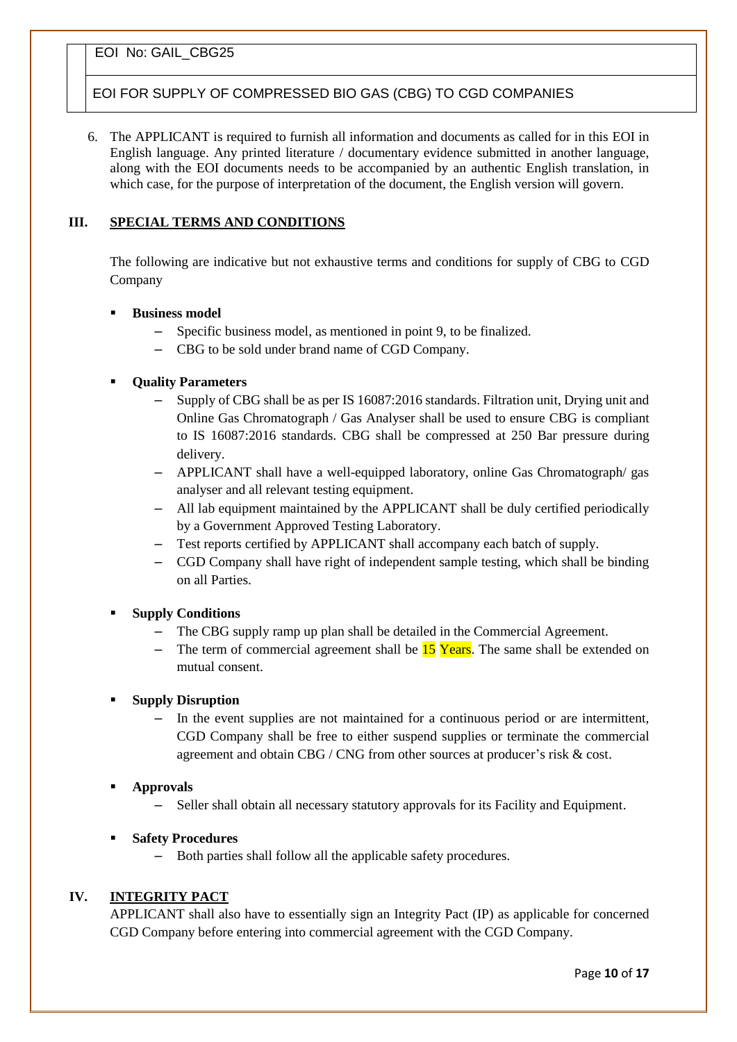6. The APPLICANT is required to furnish all information and documents as called for in this EOI in English language. Any printed literature / documentary evidence submitted in another language, along with the EOI documents needs to be accompanied by an authentic English translation, in which case, for the purpose of interpretation of the document, the English version will govern.

## III. SPECIAL TERMS AND CONDITIONS

The following are indicative but not exhaustive terms and conditions for supply of CBG to CGD Company

- **Business model**
  - Specific business model, as mentioned in point 9, to be finalized.
  - CBG to be sold under brand name of CGD Company.

- **Quality Parameters**
  - Supply of CBG shall be as per IS 16087:2016 standards. Filtration unit, Drying unit and Online Gas Chromatograph / Gas Analyser shall be used to ensure CBG is compliant to IS 16087:2016 standards. CBG shall be compressed at 250 Bar pressure during delivery.
  - APPLICANT shall have a well-equipped laboratory, online Gas Chromatograph/ gas analyser and all relevant testing equipment.
  - All lab equipment maintained by the APPLICANT shall be duly certified periodically by a Government Approved Testing Laboratory.
  - Test reports certified by APPLICANT shall accompany each batch of supply.
  - CGD Company shall have right of independent sample testing, which shall be binding on all Parties.

- **Supply Conditions**
  - The CBG supply ramp up plan shall be detailed in the Commercial Agreement.
  - The term of commercial agreement shall be 15 Years. The same shall be extended on mutual consent.

- **Supply Disruption**
  - In the event supplies are not maintained for a continuous period or are intermittent, CGD Company shall be free to either suspend supplies or terminate the commercial agreement and obtain CBG / CNG from other sources at producer's risk & cost.

- **Approvals**
  - Seller shall obtain all necessary statutory approvals for its Facility and Equipment.

- **Safety Procedures**
  - Both parties shall follow all the applicable safety procedures.

## IV. INTEGRITY PACT

APPLICANT shall also have to essentially sign an Integrity Pact (IP) as applicable for concerned CGD Company before entering into commercial agreement with the CGD Company.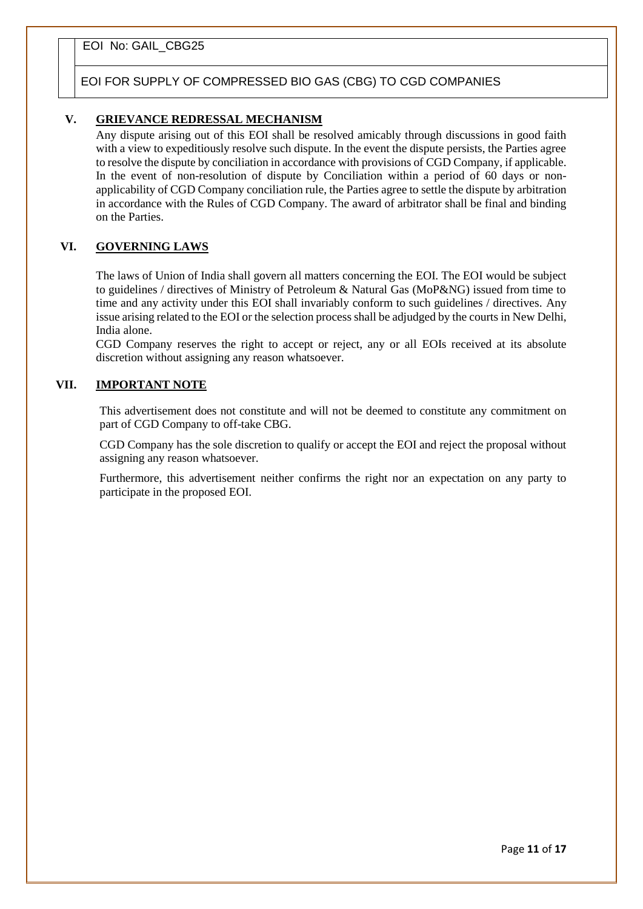## V. GRIEVANCE REDRESSAL MECHANISM

Any dispute arising out of this EOI shall be resolved amicably through discussions in good faith with a view to expeditiously resolve such dispute. In the event the dispute persists, the Parties agree to resolve the dispute by conciliation in accordance with provisions of CGD Company, if applicable. In the event of non-resolution of dispute by Conciliation within a period of 60 days or non-applicability of CGD Company conciliation rule, the Parties agree to settle the dispute by arbitration in accordance with the Rules of CGD Company. The award of arbitrator shall be final and binding on the Parties.

## VI. GOVERNING LAWS

The laws of Union of India shall govern all matters concerning the EOI. The EOI would be subject to guidelines / directives of Ministry of Petroleum & Natural Gas (MoP&NG) issued from time to time and any activity under this EOI shall invariably conform to such guidelines / directives. Any issue arising related to the EOI or the selection process shall be adjudged by the courts in New Delhi, India alone.

CGD Company reserves the right to accept or reject, any or all EOIs received at its absolute discretion without assigning any reason whatsoever.

## VII. IMPORTANT NOTE

This advertisement does not constitute and will not be deemed to constitute any commitment on part of CGD Company to off-take CBG.

CGD Company has the sole discretion to qualify or accept the EOI and reject the proposal without assigning any reason whatsoever.

Furthermore, this advertisement neither confirms the right nor an expectation on any party to participate in the proposed EOI.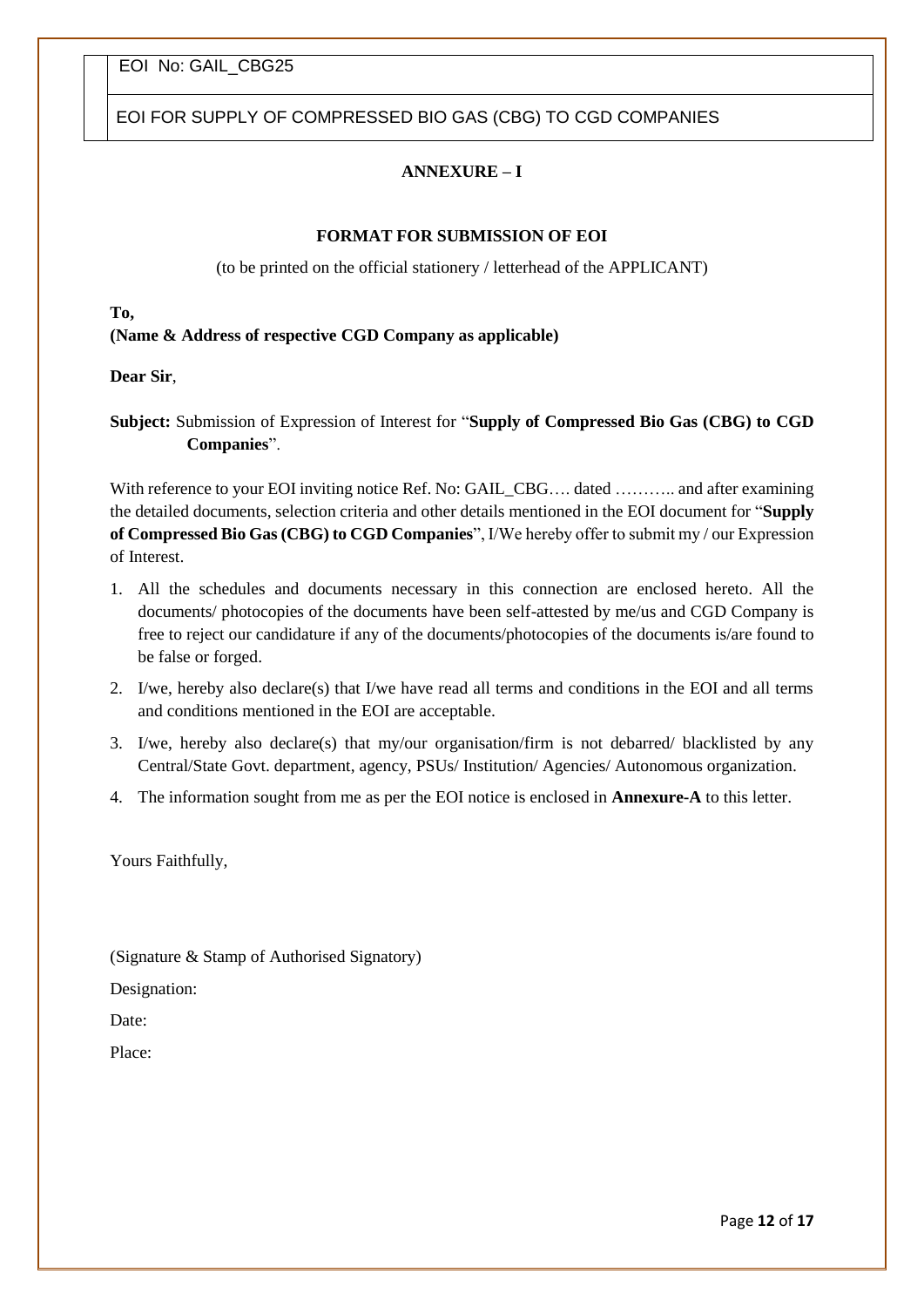## ANNEXURE – I

### FORMAT FOR SUBMISSION OF EOI

(to be printed on the official stationery / letterhead of the APPLICANT)

**To,**
**(Name & Address of respective CGD Company as applicable)**

**Dear Sir**,

**Subject:** Submission of Expression of Interest for "**Supply of Compressed Bio Gas (CBG) to CGD Companies**".

With reference to your EOI inviting notice Ref. No: GAIL_CBG…. dated ……….. and after examining the detailed documents, selection criteria and other details mentioned in the EOI document for "**Supply of Compressed Bio Gas (CBG) to CGD Companies**", I/We hereby offer to submit my / our Expression of Interest.

1. All the schedules and documents necessary in this connection are enclosed hereto. All the documents/ photocopies of the documents have been self-attested by me/us and CGD Company is free to reject our candidature if any of the documents/photocopies of the documents is/are found to be false or forged.
2. I/we, hereby also declare(s) that I/we have read all terms and conditions in the EOI and all terms and conditions mentioned in the EOI are acceptable.
3. I/we, hereby also declare(s) that my/our organisation/firm is not debarred/ blacklisted by any Central/State Govt. department, agency, PSUs/ Institution/ Agencies/ Autonomous organization.
4. The information sought from me as per the EOI notice is enclosed in **Annexure-A** to this letter.

Yours Faithfully,

(Signature & Stamp of Authorised Signatory)

Designation:

Date:

Place: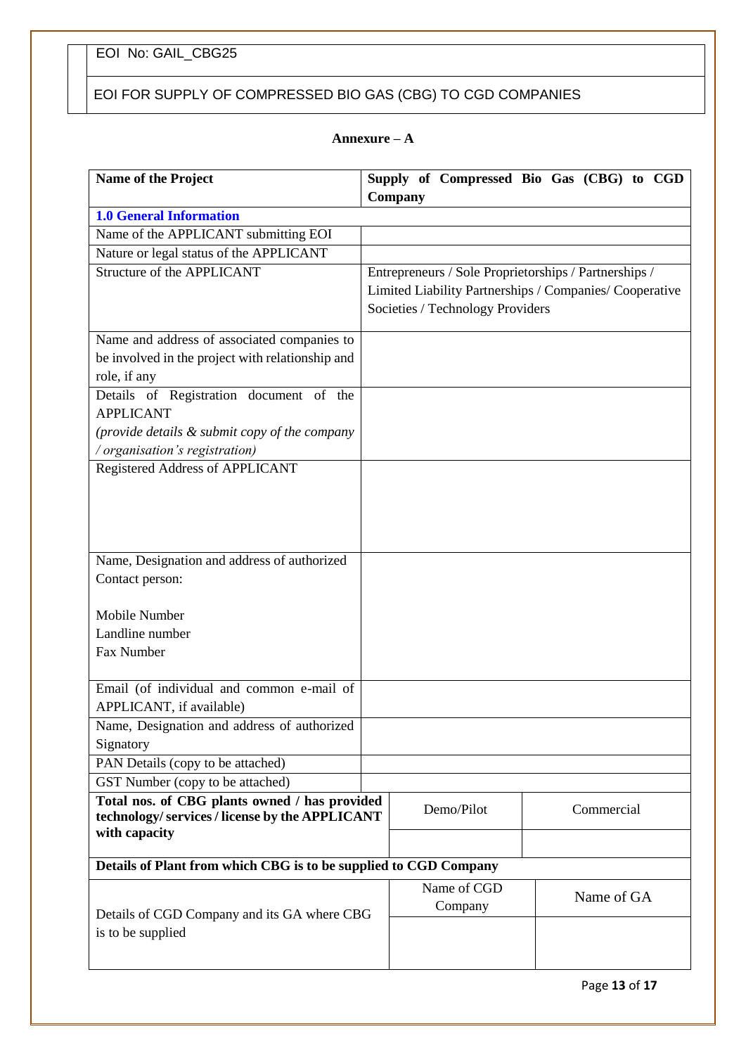EOI No: GAIL_CBG25

EOI FOR SUPPLY OF COMPRESSED BIO GAS (CBG) TO CGD COMPANIES

**Annexure – A**

| **Name of the Project** | **Supply of Compressed Bio Gas (CBG) to CGD Company** | |
|---|---|---|
| **1.0 General Information** | | |
| Name of the APPLICANT submitting EOI | | |
| Nature or legal status of the APPLICANT | | |
| Structure of the APPLICANT | Entrepreneurs / Sole Proprietorships / Partnerships / Limited Liability Partnerships / Companies/ Cooperative Societies / Technology Providers | |
| Name and address of associated companies to be involved in the project with relationship and role, if any | | |
| Details of Registration document of the APPLICANT *(provide details & submit copy of the company / organisation's registration)* | | |
| Registered Address of APPLICANT | | |
| Name, Designation and address of authorized Contact person:<br><br>Mobile Number<br>Landline number<br>Fax Number | | |
| Email (of individual and common e-mail of APPLICANT, if available) | | |
| Name, Designation and address of authorized Signatory | | |
| PAN Details (copy to be attached) | | |
| GST Number (copy to be attached) | | |
| **Total nos. of CBG plants owned / has provided technology/ services / license by the APPLICANT with capacity** | Demo/Pilot | Commercial |
| | | |
| **Details of Plant from which CBG is to be supplied to CGD Company** | | |
| Details of CGD Company and its GA where CBG is to be supplied | Name of CGD Company | Name of GA |
| | | |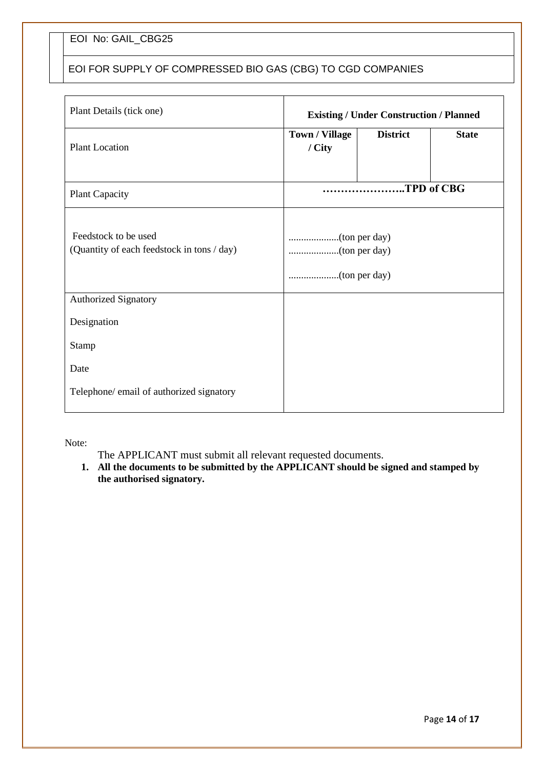EOI No: GAIL_CBG25

EOI FOR SUPPLY OF COMPRESSED BIO GAS (CBG) TO CGD COMPANIES

| Plant Details (tick one) | **Existing / Under Construction / Planned** | | |
|---|---|---|---|
| Plant Location | **Town / Village / City** | **District** | **State** |
| Plant Capacity | **…………………..TPD of CBG** | | |
| Feedstock to be used<br>(Quantity of each feedstock in tons / day) | ....................(ton per day)<br>....................(ton per day)<br>....................(ton per day) | | |
| Authorized Signatory<br><br>Designation<br><br>Stamp<br><br>Date<br><br>Telephone/ email of authorized signatory | | | |

Note:

The APPLICANT must submit all relevant requested documents.

1. **All the documents to be submitted by the APPLICANT should be signed and stamped by the authorised signatory.**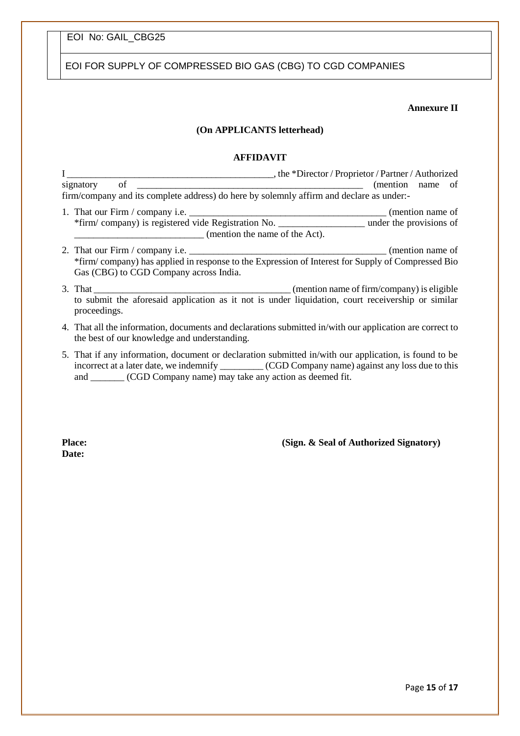**Annexure II**

**(On APPLICANTS letterhead)**

**AFFIDAVIT**

I ____________________________________________, the *Director / Proprietor / Partner / Authorized signatory of ________________________________________________ (mention name of firm/company and its complete address) do here by solemnly affirm and declare as under:-

1. That our Firm / company i.e. __________________________________________ (mention name of *firm/ company) is registered vide Registration No. __________________ under the provisions of ___________________________ (mention the name of the Act).
2. That our Firm / company i.e. __________________________________________ (mention name of *firm/ company) has applied in response to the Expression of Interest for Supply of Compressed Bio Gas (CBG) to CGD Company across India.
3. That __________________________________________ (mention name of firm/company) is eligible to submit the aforesaid application as it not is under liquidation, court receivership or similar proceedings.
4. That all the information, documents and declarations submitted in/with our application are correct to the best of our knowledge and understanding.
5. That if any information, document or declaration submitted in/with our application, is found to be incorrect at a later date, we indemnify _________ (CGD Company name) against any loss due to this and _______ (CGD Company name) may take any action as deemed fit.

**Place:** **(Sign. & Seal of Authorized Signatory)**

**Date:**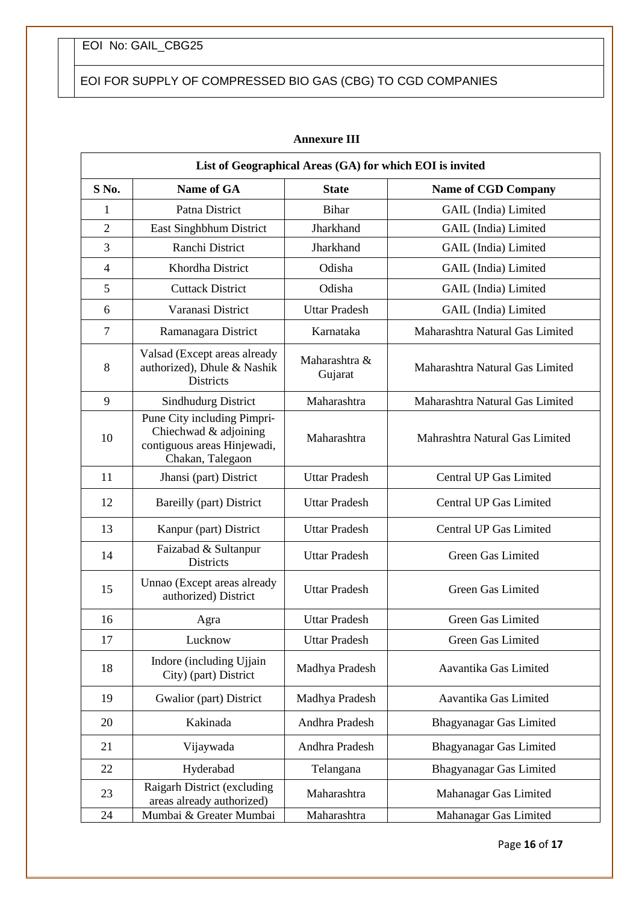EOI No: GAIL_CBG25

EOI FOR SUPPLY OF COMPRESSED BIO GAS (CBG) TO CGD COMPANIES

**Annexure III**

| List of Geographical Areas (GA) for which EOI is invited | | | |
|---|---|---|---|
| **S No.** | **Name of GA** | **State** | **Name of CGD Company** |
| 1 | Patna District | Bihar | GAIL (India) Limited |
| 2 | East Singhbhum District | Jharkhand | GAIL (India) Limited |
| 3 | Ranchi District | Jharkhand | GAIL (India) Limited |
| 4 | Khordha District | Odisha | GAIL (India) Limited |
| 5 | Cuttack District | Odisha | GAIL (India) Limited |
| 6 | Varanasi District | Uttar Pradesh | GAIL (India) Limited |
| 7 | Ramanagara District | Karnataka | Maharashtra Natural Gas Limited |
| 8 | Valsad (Except areas already authorized), Dhule & Nashik Districts | Maharashtra & Gujarat | Maharashtra Natural Gas Limited |
| 9 | Sindhudurg District | Maharashtra | Maharashtra Natural Gas Limited |
| 10 | Pune City including Pimpri-Chiechwad & adjoining contiguous areas Hinjewadi, Chakan, Talegaon | Maharashtra | Mahrashtra Natural Gas Limited |
| 11 | Jhansi (part) District | Uttar Pradesh | Central UP Gas Limited |
| 12 | Bareilly (part) District | Uttar Pradesh | Central UP Gas Limited |
| 13 | Kanpur (part) District | Uttar Pradesh | Central UP Gas Limited |
| 14 | Faizabad & Sultanpur Districts | Uttar Pradesh | Green Gas Limited |
| 15 | Unnao (Except areas already authorized) District | Uttar Pradesh | Green Gas Limited |
| 16 | Agra | Uttar Pradesh | Green Gas Limited |
| 17 | Lucknow | Uttar Pradesh | Green Gas Limited |
| 18 | Indore (including Ujjain City) (part) District | Madhya Pradesh | Aavantika Gas Limited |
| 19 | Gwalior (part) District | Madhya Pradesh | Aavantika Gas Limited |
| 20 | Kakinada | Andhra Pradesh | Bhagyanagar Gas Limited |
| 21 | Vijaywada | Andhra Pradesh | Bhagyanagar Gas Limited |
| 22 | Hyderabad | Telangana | Bhagyanagar Gas Limited |
| 23 | Raigarh District (excluding areas already authorized) | Maharashtra | Mahanagar Gas Limited |
| 24 | Mumbai & Greater Mumbai | Maharashtra | Mahanagar Gas Limited |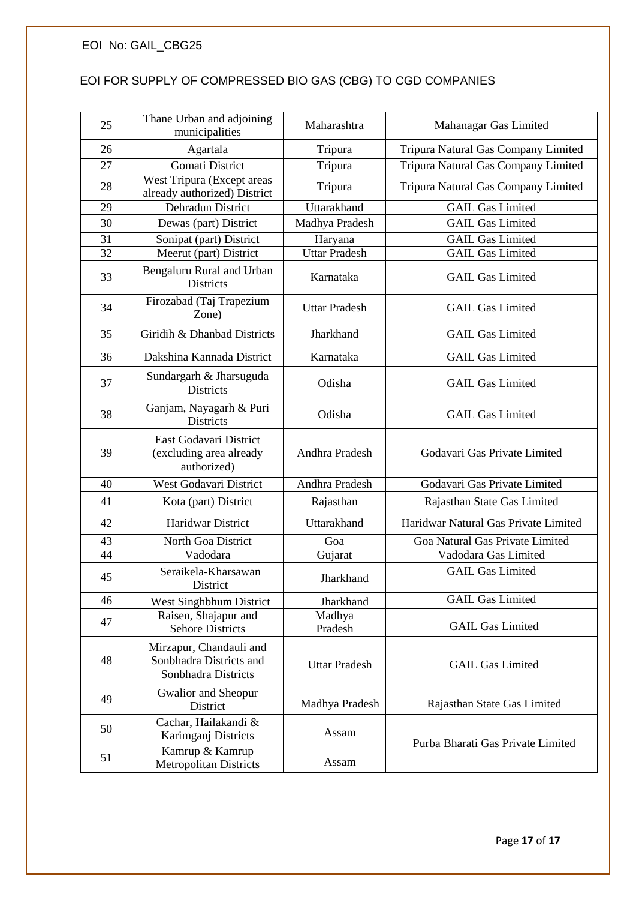| | | | |
|---|---|---|---|
| 25 | Thane Urban and adjoining municipalities | Maharashtra | Mahanagar Gas Limited |
| 26 | Agartala | Tripura | Tripura Natural Gas Company Limited |
| 27 | Gomati District | Tripura | Tripura Natural Gas Company Limited |
| 28 | West Tripura (Except areas already authorized) District | Tripura | Tripura Natural Gas Company Limited |
| 29 | Dehradun District | Uttarakhand | GAIL Gas Limited |
| 30 | Dewas (part) District | Madhya Pradesh | GAIL Gas Limited |
| 31 | Sonipat (part) District | Haryana | GAIL Gas Limited |
| 32 | Meerut (part) District | Uttar Pradesh | GAIL Gas Limited |
| 33 | Bengaluru Rural and Urban Districts | Karnataka | GAIL Gas Limited |
| 34 | Firozabad (Taj Trapezium Zone) | Uttar Pradesh | GAIL Gas Limited |
| 35 | Giridih & Dhanbad Districts | Jharkhand | GAIL Gas Limited |
| 36 | Dakshina Kannada District | Karnataka | GAIL Gas Limited |
| 37 | Sundargarh & Jharsuguda Districts | Odisha | GAIL Gas Limited |
| 38 | Ganjam, Nayagarh & Puri Districts | Odisha | GAIL Gas Limited |
| 39 | East Godavari District (excluding area already authorized) | Andhra Pradesh | Godavari Gas Private Limited |
| 40 | West Godavari District | Andhra Pradesh | Godavari Gas Private Limited |
| 41 | Kota (part) District | Rajasthan | Rajasthan State Gas Limited |
| 42 | Haridwar District | Uttarakhand | Haridwar Natural Gas Private Limited |
| 43 | North Goa District | Goa | Goa Natural Gas Private Limited |
| 44 | Vadodara | Gujarat | Vadodara Gas Limited |
| 45 | Seraikela-Kharsawan District | Jharkhand | GAIL Gas Limited |
| 46 | West Singhbhum District | Jharkhand | GAIL Gas Limited |
| 47 | Raisen, Shajapur and Sehore Districts | Madhya Pradesh | GAIL Gas Limited |
| 48 | Mirzapur, Chandauli and Sonbhadra Districts and Sonbhadra Districts | Uttar Pradesh | GAIL Gas Limited |
| 49 | Gwalior and Sheopur District | Madhya Pradesh | Rajasthan State Gas Limited |
| 50 | Cachar, Hailakandi & Karimganj Districts | Assam | Purba Bharati Gas Private Limited |
| 51 | Kamrup & Kamrup Metropolitan Districts | Assam | |